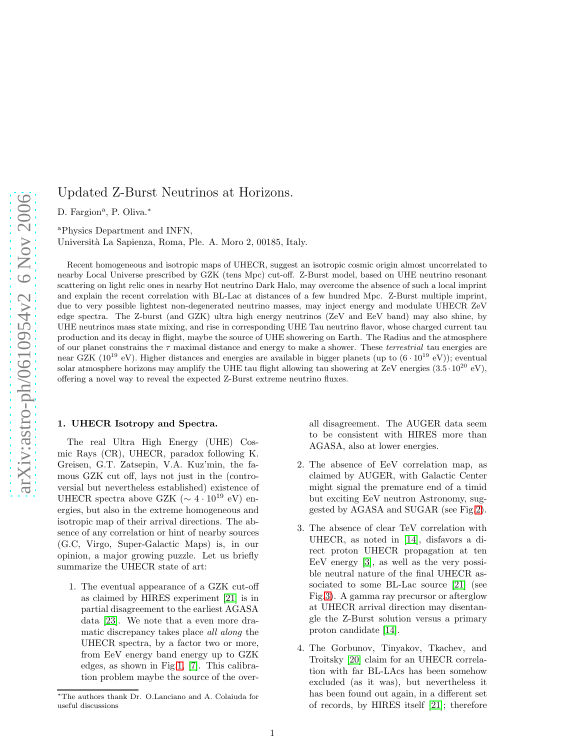# Updated Z-Burst Neutrinos at Horizons.

D. Fargion[a], P. Oliva.[*]

[a]Physics Department and INFN,
Università La Sapienza, Roma, Ple. A. Moro 2, 00185, Italy.

Recent homogeneous and isotropic maps of UHECR, suggest an isotropic cosmic origin almost uncorrelated to nearby Local Universe prescribed by GZK (tens Mpc) cut-off. Z-Burst model, based on UHE neutrino resonant scattering on light relic ones in nearby Hot neutrino Dark Halo, may overcome the absence of such a local imprint and explain the recent correlation with BL-Lac at distances of a few hundred Mpc. Z-Burst multiple imprint, due to very possible lightest non-degenerated neutrino masses, may inject energy and modulate UHECR ZeV edge spectra. The Z-burst (and GZK) ultra high energy neutrinos (ZeV and EeV band) may also shine, by UHE neutrinos mass state mixing, and rise in corresponding UHE Tau neutrino flavor, whose charged current tau production and its decay in flight, maybe the source of UHE showering on Earth. The Radius and the atmosphere of our planet constrains the $\tau$ maximal distance and energy to make a shower. These *terrestrial* tau energies are near GZK ($10^{19}$ eV). Higher distances and energies are available in bigger planets (up to $(6 \cdot 10^{19}$ eV)); eventual solar atmosphere horizons may amplify the UHE tau flight allowing tau showering at ZeV energies ($3.5 \cdot 10^{20}$ eV), offering a novel way to reveal the expected Z-Burst extreme neutrino fluxes.

## 1. UHECR Isotropy and Spectra.

The real Ultra High Energy (UHE) Cosmic Rays (CR), UHECR, paradox following K. Greisen, G.T. Zatsepin, V.A. Kuz'min, the famous GZK cut off, lays not just in the (controversial but nevertheless established) existence of UHECR spectra above GZK ($\sim 4 \cdot 10^{19}$ eV) energies, but also in the extreme homogeneous and isotropic map of their arrival directions. The absence of any correlation or hint of nearby sources (G.C, Virgo, Super-Galactic Maps) is, in our opinion, a major growing puzzle. Let us briefly summarize the UHECR state of art:

1. The eventual appearance of a GZK cut-off as claimed by HIRES experiment [21] is in partial disagreement to the earliest AGASA data [23]. We note that a even more dramatic discrepancy takes place *all along* the UHECR spectra, by a factor two or more, from EeV energy band energy up to GZK edges, as shown in Fig.1, [7]. This calibration problem maybe the source of the overall disagreement. The AUGER data seem to be consistent with HIRES more than AGASA, also at lower energies.

2. The absence of EeV correlation map, as claimed by AUGER, with Galactic Center might signal the premature end of a timid but exciting EeV neutron Astronomy, suggested by AGASA and SUGAR (see Fig.2).

3. The absence of clear TeV correlation with UHECR, as noted in [14], disfavors a direct proton UHECR propagation at ten EeV energy [3], as well as the very possible neutral nature of the final UHECR associated to some BL-Lac source [21] (see Fig.3). A gamma ray precursor or afterglow at UHECR arrival direction may disentangle the Z-Burst solution versus a primary proton candidate [14].

4. The Gorbunov, Tinyakov, Tkachev, and Troitsky [20] claim for an UHECR correlation with far BL-LACs has been somehow excluded (as it was), but nevertheless it has been found out again, in a different set of records, by HIRES itself [21]; therefore

[*]The authors thank Dr. O.Lanciano and A. Colaiuda for useful discussions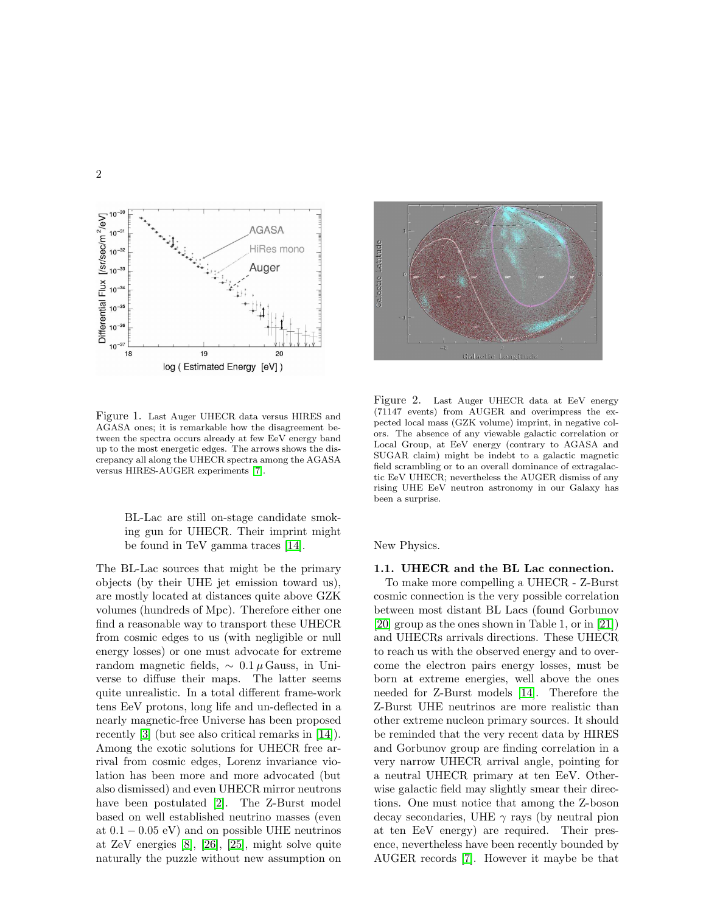Figure 1. Last Auger UHECR data versus HIRES and AGASA ones; it is remarkable how the disagreement between the spectra occurs already at few EeV energy band up to the most energetic edges. The arrows shows the discrepancy all along the UHECR spectra among the AGASA versus HIRES-AUGER experiments [7].

Figure 2. Last Auger UHECR data at EeV energy (71147 events) from AUGER and overimpress the expected local mass (GZK volume) imprint, in negative colors. The absence of any viewable galactic correlation or Local Group, at EeV energy (contrary to AGASA and SUGAR claim) might be indebt to a galactic magnetic field scrambling or to an overall dominance of extragalactic EeV UHECR; nevertheless the AUGER dismiss of any rising UHE EeV neutron astronomy in our Galaxy has been a surprise.

> BL-Lac are still on-stage candidate smoking gun for UHECR. Their imprint might be found in TeV gamma traces [14].

The BL-Lac sources that might be the primary objects (by their UHE jet emission toward us), are mostly located at distances quite above GZK volumes (hundreds of Mpc). Therefore either one find a reasonable way to transport these UHECR from cosmic edges to us (with negligible or null energy losses) or one must advocate for extreme random magnetic fields, $\sim 0.1\,\mu$ Gauss, in Universe to diffuse their maps. The latter seems quite unrealistic. In a total different frame-work tens EeV protons, long life and un-deflected in a nearly magnetic-free Universe has been proposed recently [3] (but see also critical remarks in [14]). Among the exotic solutions for UHECR free arrival from cosmic edges, Lorenz invariance violation has been more and more advocated (but also dismissed) and even UHECR mirror neutrons have been postulated [2]. The Z-Burst model based on well established neutrino masses (even at $0.1 - 0.05$ eV) and on possible UHE neutrinos at ZeV energies [8], [26], [25], might solve quite naturally the puzzle without new assumption on New Physics.

### 1.1. UHECR and the BL Lac connection.

To make more compelling a UHECR - Z-Burst cosmic connection is the very possible correlation between most distant BL Lacs (found Gorbunov [20] group as the ones shown in Table 1, or in [21]) and UHECRs arrivals directions. These UHECR to reach us with the observed energy and to overcome the electron pairs energy losses, must be born at extreme energies, well above the ones needed for Z-Burst models [14]. Therefore the Z-Burst UHE neutrinos are more realistic than other extreme nucleon primary sources. It should be reminded that the very recent data by HIRES and Gorbunov group are finding correlation in a very narrow UHECR arrival angle, pointing for a neutral UHECR primary at ten EeV. Otherwise galactic field may slightly smear their directions. One must notice that among the Z-boson decay secondaries, UHE $\gamma$ rays (by neutral pion at ten EeV energy) are required. Their presence, nevertheless have been recently bounded by AUGER records [7]. However it maybe be that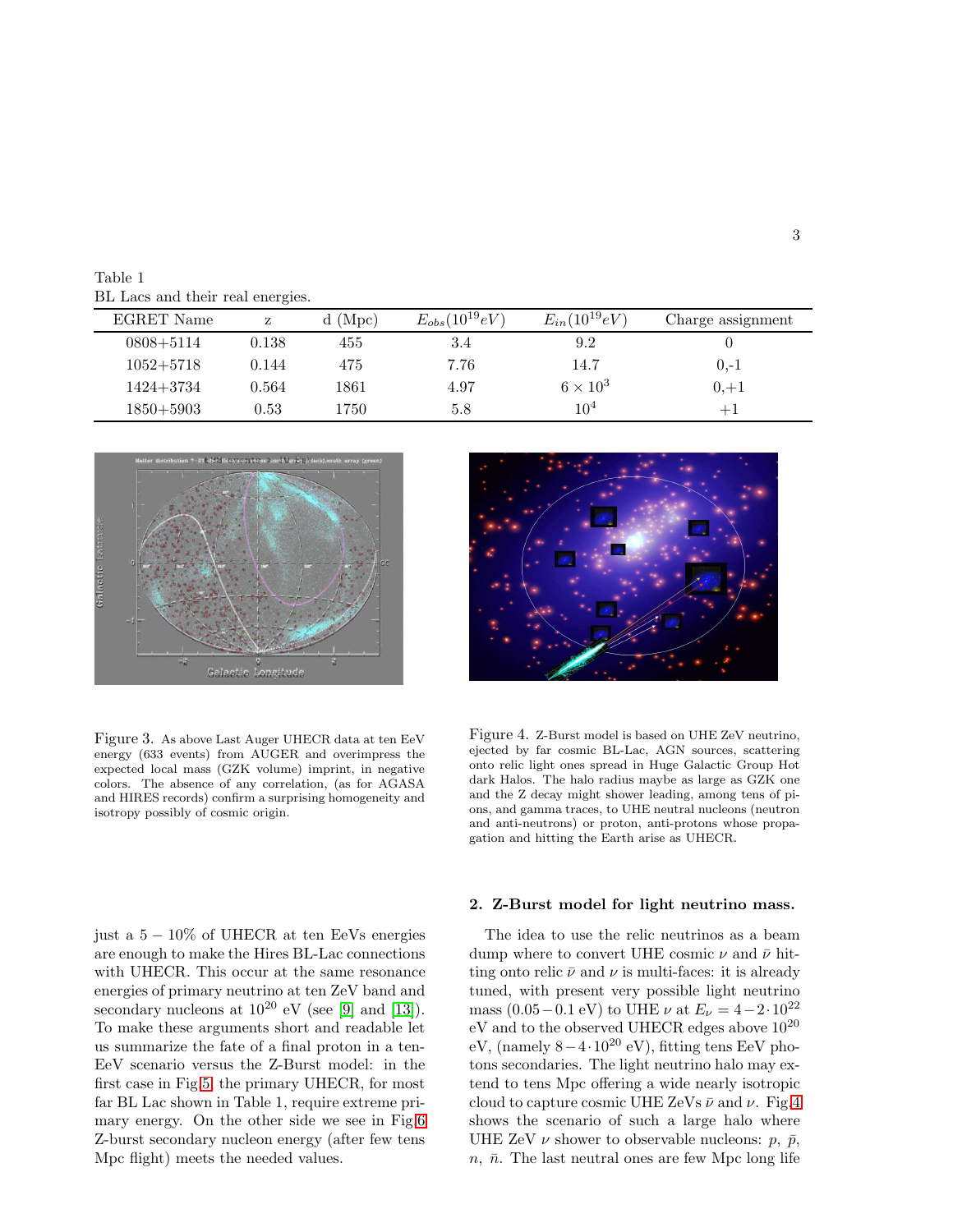Table 1
BL Lacs and their real energies.

| EGRET Name | z | d (Mpc) | $E_{obs}(10^{19}eV)$ | $E_{in}(10^{19}eV)$ | Charge assignment |
|---|---|---|---|---|---|
| 0808+5114 | 0.138 | 455 | 3.4 | 9.2 | 0 |
| 1052+5718 | 0.144 | 475 | 7.76 | 14.7 | 0,-1 |
| 1424+3734 | 0.564 | 1861 | 4.97 | $6 \times 10^3$ | 0,+1 |
| 1850+5903 | 0.53 | 1750 | 5.8 | $10^4$ | +1 |

Figure 3. As above Last Auger UHECR data at ten EeV energy (633 events) from AUGER and overimpress the expected local mass (GZK volume) imprint, in negative colors. The absence of any correlation, (as for AGASA and HIRES records) confirm a surprising homogeneity and isotropy possibly of cosmic origin.

Figure 4. Z-Burst model is based on UHE ZeV neutrino, ejected by far cosmic BL-Lac, AGN sources, scattering onto relic light ones spread in Huge Galactic Group Hot dark Halos. The halo radius maybe as large as GZK one and the Z decay might shower leading, among tens of pions, and gamma traces, to UHE neutral nucleons (neutron and anti-neutrons) or proton, anti-protons whose propagation and hitting the Earth arise as UHECR.

just a $5-10\%$ of UHECR at ten EeVs energies are enough to make the Hires BL-Lac connections with UHECR. This occur at the same resonance energies of primary neutrino at ten ZeV band and secondary nucleons at $10^{20}$ eV (see [9] and [13]). To make these arguments short and readable let us summarize the fate of a final proton in a ten-EeV scenario versus the Z-Burst model: in the first case in Fig.5 the primary UHECR, for most far BL Lac shown in Table 1, require extreme primary energy. On the other side we see in Fig.6 Z-burst secondary nucleon energy (after few tens Mpc flight) meets the needed values.

## 2. Z-Burst model for light neutrino mass.

The idea to use the relic neutrinos as a beam dump where to convert UHE cosmic $\nu$ and $\bar{\nu}$ hitting onto relic $\bar{\nu}$ and $\nu$ is multi-faces: it is already tuned, with present very possible light neutrino mass ($0.05-0.1$ eV) to UHE $\nu$ at $E_\nu = 4-2\cdot 10^{22}$ eV and to the observed UHECR edges above $10^{20}$ eV, (namely $8-4\cdot 10^{20}$ eV), fitting tens EeV photons secondaries. The light neutrino halo may extend to tens Mpc offering a wide nearly isotropic cloud to capture cosmic UHE ZeVs $\bar{\nu}$ and $\nu$. Fig.4 shows the scenario of such a large halo where UHE ZeV $\nu$ shower to observable nucleons: $p$, $\bar{p}$, $n$, $\bar{n}$. The last neutral ones are few Mpc long life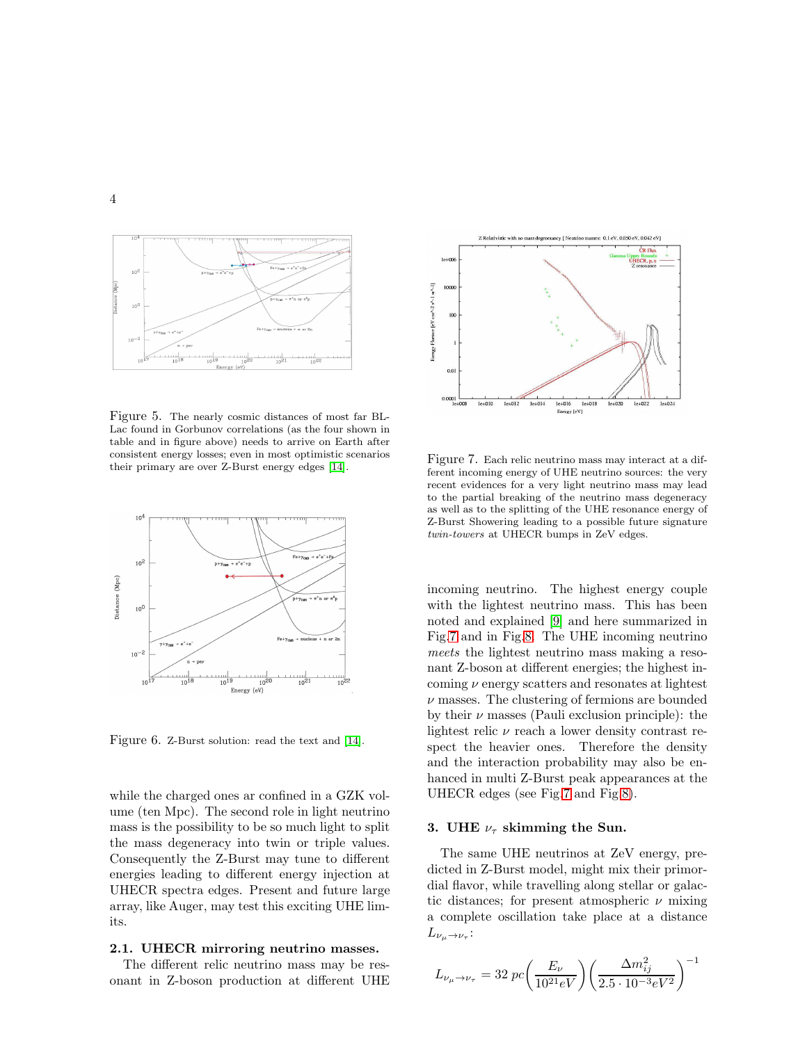Figure 5. The nearly cosmic distances of most far BL-Lac found in Gorbunov correlations (as the four shown in table and in figure above) needs to arrive on Earth after consistent energy losses; even in most optimistic scenarios their primary are over Z-Burst energy edges [14].

Figure 6. Z-Burst solution: read the text and [14].

while the charged ones ar confined in a GZK volume (ten Mpc). The second role in light neutrino mass is the possibility to be so much light to split the mass degeneracy into twin or triple values. Consequently the Z-Burst may tune to different energies leading to different energy injection at UHECR spectra edges. Present and future large array, like Auger, may test this exciting UHE limits.

### 2.1. UHECR mirroring neutrino masses.

The different relic neutrino mass may be resonant in Z-boson production at different UHE incoming neutrino. The highest energy couple with the lightest neutrino mass. This has been noted and explained [9] and here summarized in Fig.7 and in Fig.8. The UHE incoming neutrino *meets* the lightest neutrino mass making a resonant Z-boson at different energies; the highest incoming $\nu$ energy scatters and resonates at lightest $\nu$ masses. The clustering of fermions are bounded by their $\nu$ masses (Pauli exclusion principle): the lightest relic $\nu$ reach a lower density contrast respect the heavier ones. Therefore the density and the interaction probability may also be enhanced in multi Z-Burst peak appearances at the UHECR edges (see Fig.7 and Fig.8).

Figure 7. Each relic neutrino mass may interact at a different incoming energy of UHE neutrino sources: the very recent evidences for a very light neutrino mass may lead to the partial breaking of the neutrino mass degeneracy as well as to the splitting of the UHE resonance energy of Z-Burst Showering leading to a possible future signature *twin-towers* at UHECR bumps in ZeV edges.

## 3. UHE $\nu_\tau$ skimming the Sun.

The same UHE neutrinos at ZeV energy, predicted in Z-Burst model, might mix their primordial flavor, while travelling along stellar or galactic distances; for present atmospheric $\nu$ mixing a complete oscillation take place at a distance $L_{\nu_\mu \to \nu_\tau}$:

$$L_{\nu_\mu \to \nu_\tau} = 32\ pc \left( \frac{E_\nu}{10^{21} eV} \right) \left( \frac{\Delta m_{ij}^2}{2.5 \cdot 10^{-3} eV^2} \right)^{-1}$$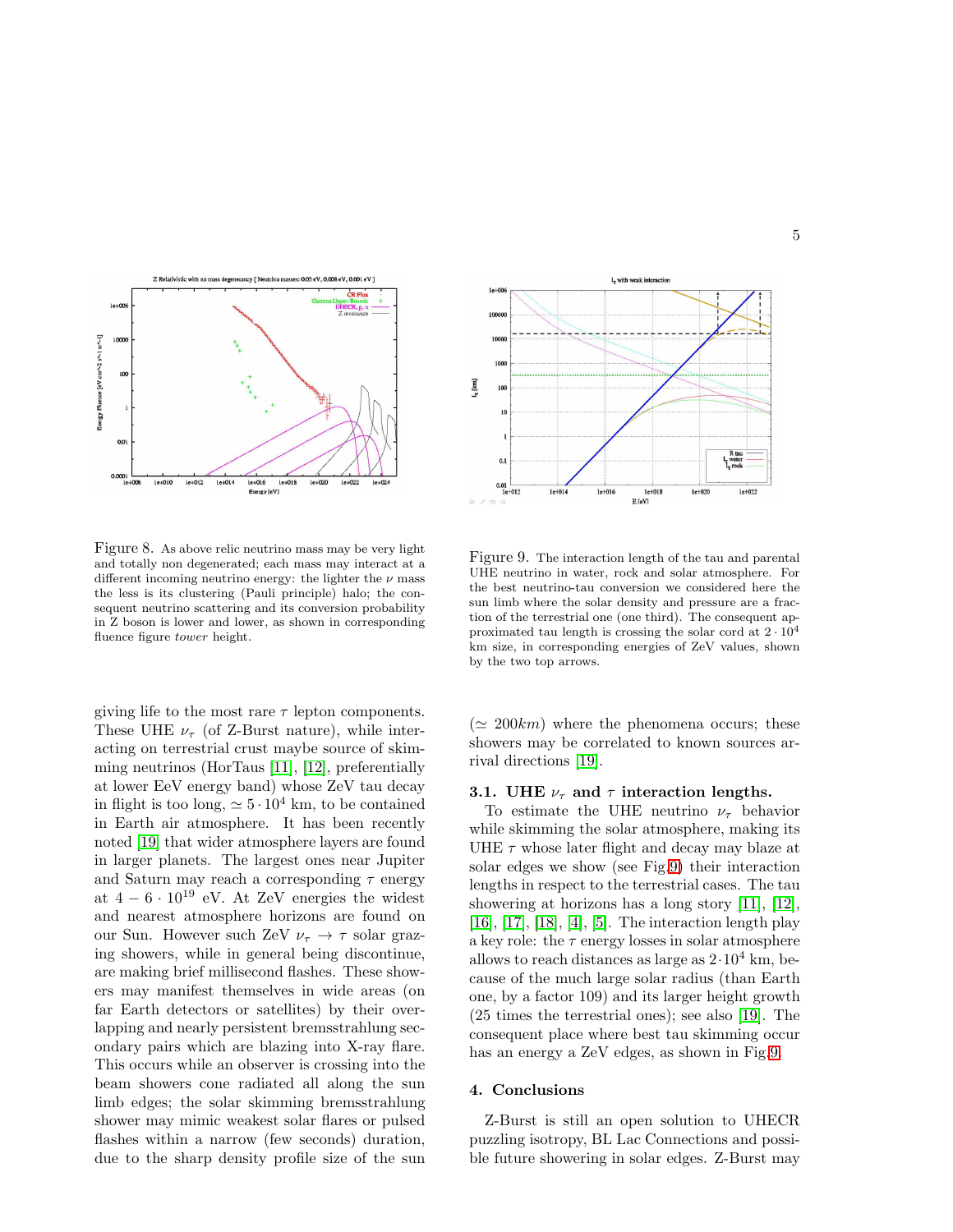Figure 8. As above relic neutrino mass may be very light and totally non degenerated; each mass may interact at a different incoming neutrino energy: the lighter the $\nu$ mass the less is its clustering (Pauli principle) halo; the consequent neutrino scattering and its conversion probability in Z boson is lower and lower, as shown in corresponding fluence figure *tower* height.

Figure 9. The interaction length of the tau and parental UHE neutrino in water, rock and solar atmosphere. For the best neutrino-tau conversion we considered here the sun limb where the solar density and pressure are a fraction of the terrestrial one (one third). The consequent approximated tau length is crossing the solar cord at $2 \cdot 10^4$ km size, in corresponding energies of ZeV values, shown by the two top arrows.

giving life to the most rare $\tau$ lepton components. These UHE $\nu_\tau$ (of Z-Burst nature), while interacting on terrestrial crust maybe source of skimming neutrinos (HorTaus [11], [12], preferentially at lower EeV energy band) whose ZeV tau decay in flight is too long, $\simeq 5 \cdot 10^4$ km, to be contained in Earth air atmosphere. It has been recently noted [19] that wider atmosphere layers are found in larger planets. The largest ones near Jupiter and Saturn may reach a corresponding $\tau$ energy at $4 - 6 \cdot 10^{19}$ eV. At ZeV energies the widest and nearest atmosphere horizons are found on our Sun. However such ZeV $\nu_\tau \rightarrow \tau$ solar grazing showers, while in general being discontinue, are making brief millisecond flashes. These showers may manifest themselves in wide areas (on far Earth detectors or satellites) by their overlapping and nearly persistent bremsstrahlung secondary pairs which are blazing into X-ray flare. This occurs while an observer is crossing into the beam showers cone radiated all along the sun limb edges; the solar skimming bremsstrahlung shower may mimic weakest solar flares or pulsed flashes within a narrow (few seconds) duration, due to the sharp density profile size of the sun ($\simeq 200km$) where the phenomena occurs; these showers may be correlated to known sources arrival directions [19].

### 3.1. UHE $\nu_\tau$ and $\tau$ interaction lengths.

To estimate the UHE neutrino $\nu_\tau$ behavior while skimming the solar atmosphere, making its UHE $\tau$ whose later flight and decay may blaze at solar edges we show (see Fig.9) their interaction lengths in respect to the terrestrial cases. The tau showering at horizons has a long story [11], [12], [16], [17], [18], [4], [5]. The interaction length play a key role: the $\tau$ energy losses in solar atmosphere allows to reach distances as large as $2 \cdot 10^4$ km, because of the much large solar radius (than Earth one, by a factor 109) and its larger height growth (25 times the terrestrial ones); see also [19]. The consequent place where best tau skimming occur has an energy a ZeV edges, as shown in Fig.9.

## 4. Conclusions

Z-Burst is still an open solution to UHECR puzzling isotropy, BL Lac Connections and possible future showering in solar edges. Z-Burst may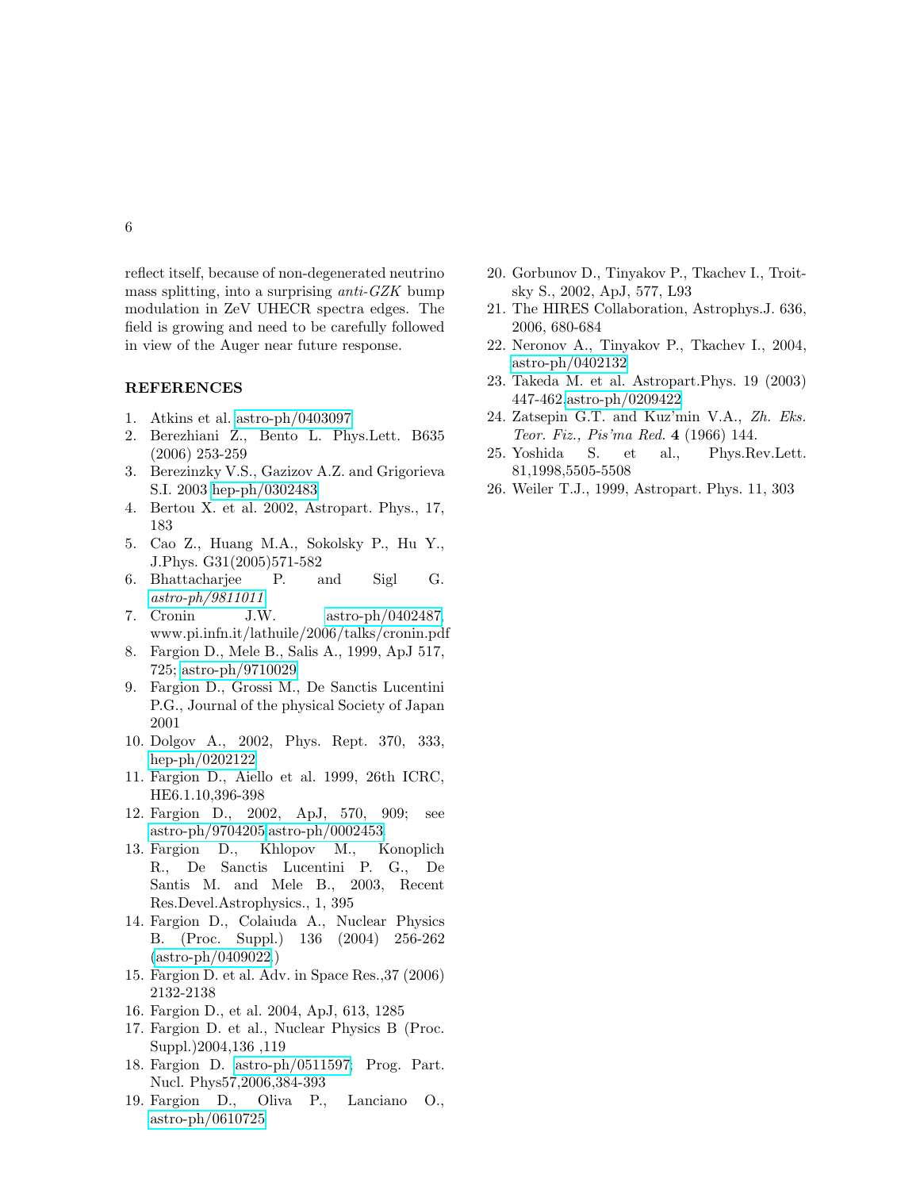reflect itself, because of non-degenerated neutrino mass splitting, into a surprising *anti-GZK* bump modulation in ZeV UHECR spectra edges. The field is growing and need to be carefully followed in view of the Auger near future response.

## REFERENCES

1. Atkins et al. astro-ph/0403097
2. Berezhiani Z., Bento L. Phys.Lett. B635 (2006) 253-259
3. Berezinzky V.S., Gazizov A.Z. and Grigorieva S.I. 2003 hep-ph/0302483
4. Bertou X. et al. 2002, Astropart. Phys., 17, 183
5. Cao Z., Huang M.A., Sokolsky P., Hu Y., J.Phys. G31(2005)571-582
6. Bhattacharjee P. and Sigl G. *astro-ph/9811011*
7. Cronin J.W. astro-ph/0402487, www.pi.infn.it/lathuile/2006/talks/cronin.pdf
8. Fargion D., Mele B., Salis A., 1999, ApJ 517, 725; astro-ph/9710029
9. Fargion D., Grossi M., De Sanctis Lucentini P.G., Journal of the physical Society of Japan 2001
10. Dolgov A., 2002, Phys. Rept. 370, 333, hep-ph/0202122
11. Fargion D., Aiello et al. 1999, 26th ICRC, HE6.1.10,396-398
12. Fargion D., 2002, ApJ, 570, 909; see astro-ph/9704205 astro-ph/0002453
13. Fargion D., Khlopov M., Konoplich R., De Sanctis Lucentini P. G., De Santis M. and Mele B., 2003, Recent Res.Devel.Astrophysics., 1, 395
14. Fargion D., Colaiuda A., Nuclear Physics B. (Proc. Suppl.) 136 (2004) 256-262 (astro-ph/0409022)
15. Fargion D. et al. Adv. in Space Res.,37 (2006) 2132-2138
16. Fargion D., et al. 2004, ApJ, 613, 1285
17. Fargion D. et al., Nuclear Physics B (Proc. Suppl.)2004,136 ,119
18. Fargion D. astro-ph/0511597; Prog. Part. Nucl. Phys57,2006,384-393
19. Fargion D., Oliva P., Lanciano O., astro-ph/0610725
20. Gorbunov D., Tinyakov P., Tkachev I., Troitsky S., 2002, ApJ, 577, L93
21. The HIRES Collaboration, Astrophys.J. 636, 2006, 680-684
22. Neronov A., Tinyakov P., Tkachev I., 2004, astro-ph/0402132
23. Takeda M. et al. Astropart.Phys. 19 (2003) 447-462.astro-ph/0209422
24. Zatsepin G.T. and Kuz'min V.A., *Zh. Eks. Teor. Fiz., Pis'ma Red.* **4** (1966) 144.
25. Yoshida S. et al., Phys.Rev.Lett. 81,1998,5505-5508
26. Weiler T.J., 1999, Astropart. Phys. 11, 303